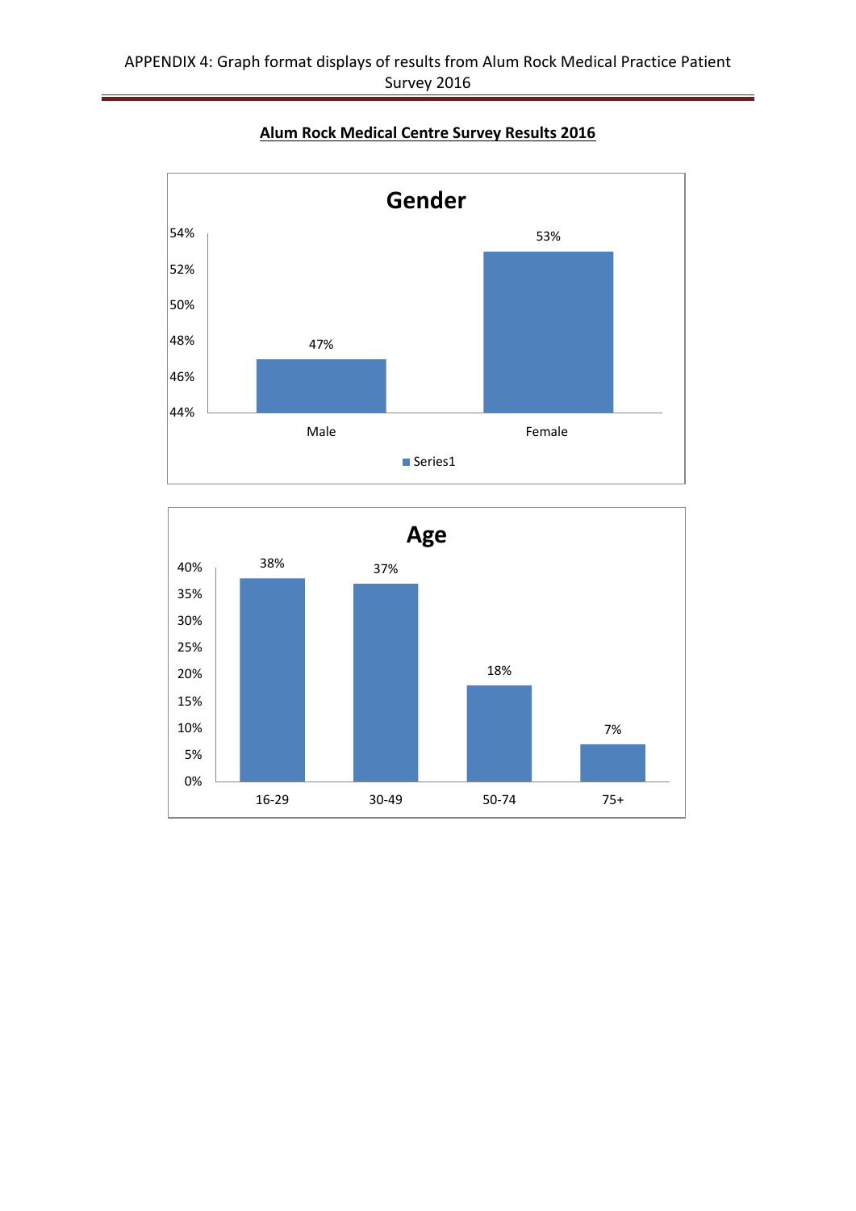APPENDIX 4: Graph format displays of results from Alum Rock Medical Practice Patient Survey 2016

## Alum Rock Medical Centre Survey Results 2016

### Gender

| | Series1 |
|---|---|
| Male | 47% |
| Female | 53% |

### Age

| Age | % |
|---|---|
| 16-29 | 38% |
| 30-49 | 37% |
| 50-74 | 18% |
| 75+ | 7% |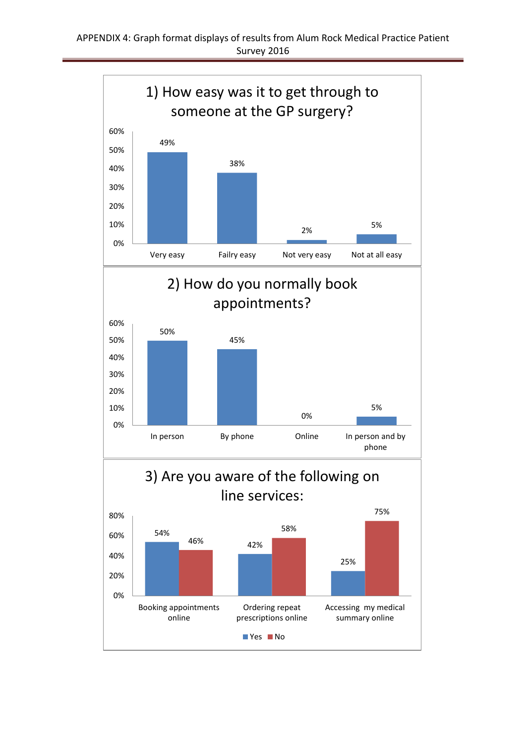APPENDIX 4: Graph format displays of results from Alum Rock Medical Practice Patient Survey 2016

## 1) How easy was it to get through to someone at the GP surgery?

| Response | Percentage |
| --- | --- |
| Very easy | 49% |
| Failry easy | 38% |
| Not very easy | 2% |
| Not at all easy | 5% |

## 2) How do you normally book appointments?

| Response | Percentage |
| --- | --- |
| In person | 50% |
| By phone | 45% |
| Online | 0% |
| In person and by phone | 5% |

## 3) Are you aware of the following on line services:

| Service | Yes | No |
| --- | --- | --- |
| Booking appointments online | 54% | 46% |
| Ordering repeat prescriptions online | 42% | 58% |
| Accessing my medical summary online | 25% | 75% |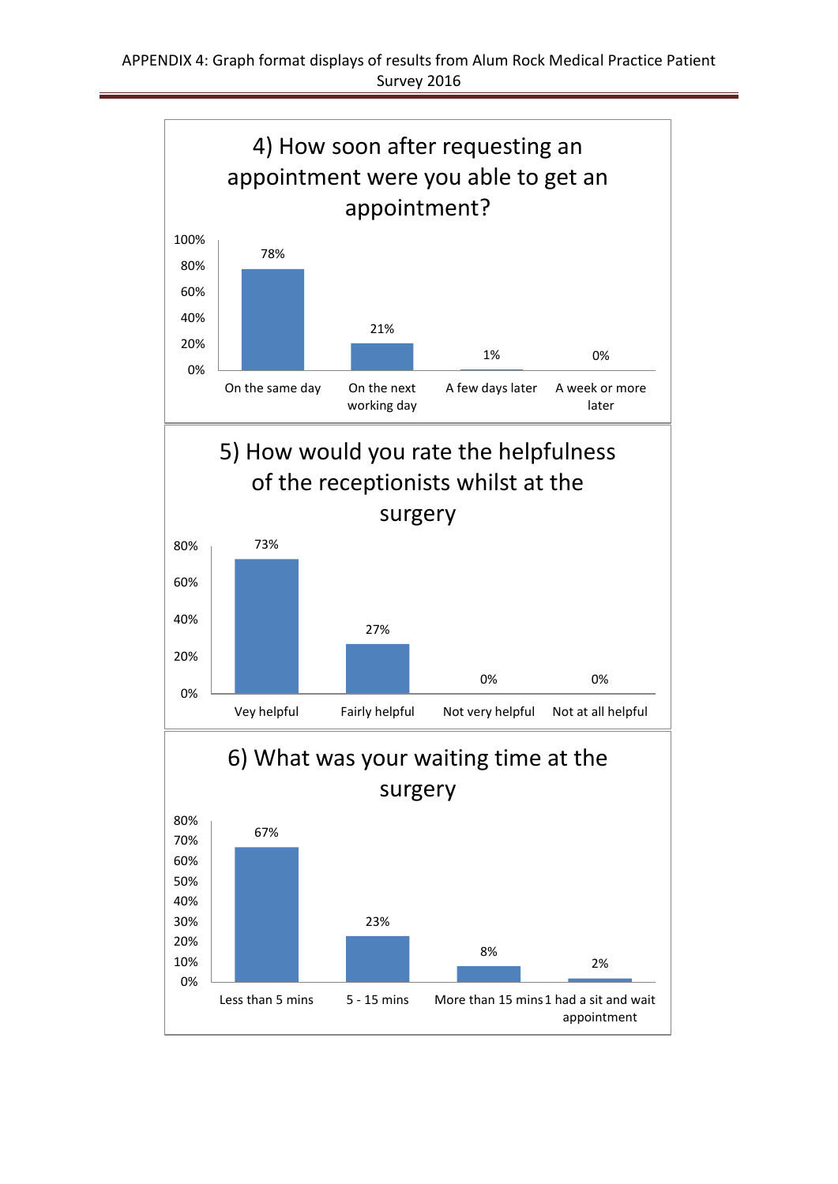APPENDIX 4: Graph format displays of results from Alum Rock Medical Practice Patient Survey 2016

### 4) How soon after requesting an appointment were you able to get an appointment?

| Response | Percentage |
|---|---|
| On the same day | 78% |
| On the next working day | 21% |
| A few days later | 1% |
| A week or more later | 0% |

### 5) How would you rate the helpfulness of the receptionists whilst at the surgery

| Response | Percentage |
|---|---|
| Vey helpful | 73% |
| Fairly helpful | 27% |
| Not very helpful | 0% |
| Not at all helpful | 0% |

### 6) What was your waiting time at the surgery

| Response | Percentage |
|---|---|
| Less than 5 mins | 67% |
| 5 - 15 mins | 23% |
| More than 15 mins | 8% |
| I had a sit and wait appointment | 2% |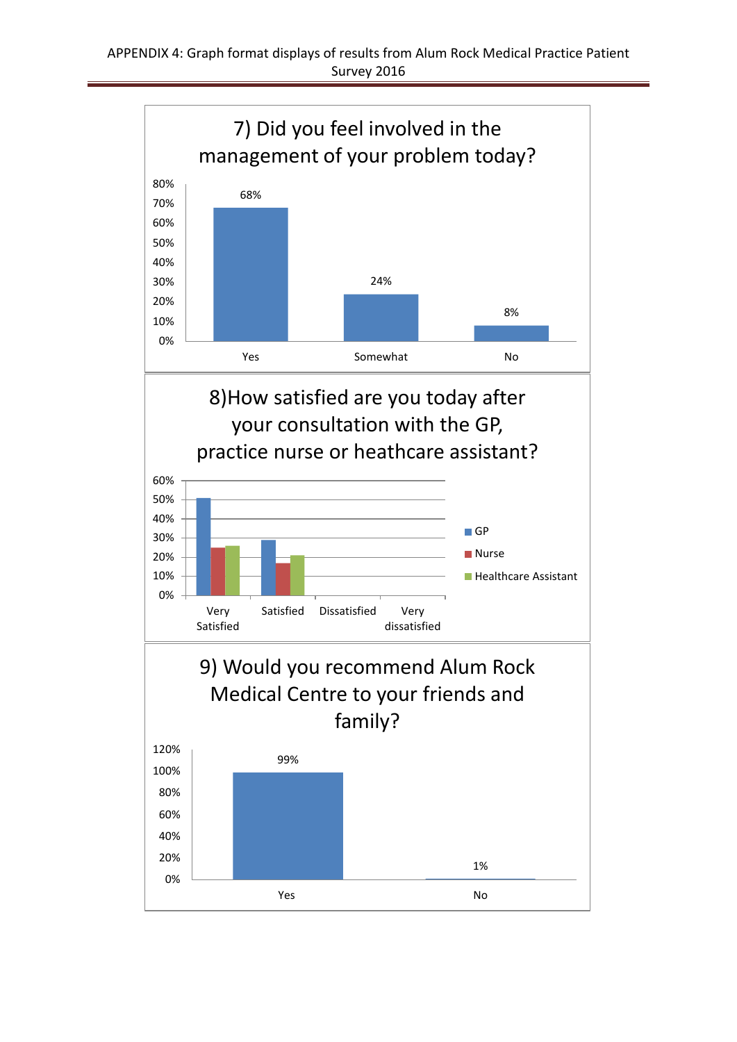APPENDIX 4: Graph format displays of results from Alum Rock Medical Practice Patient Survey 2016

7) Did you feel involved in the management of your problem today?

80%
70%
60%
50%
40%
30%
20%
10%
0%

68%
24%
8%

Yes
Somewhat
No

8)How satisfied are you today after your consultation with the GP, practice nurse or heathcare assistant?

60%
50%
40%
30%
20%
10%
0%

Very Satisfied
Satisfied
Dissatisfied
Very dissatisfied

GP
Nurse
Healthcare Assistant

9) Would you recommend Alum Rock Medical Centre to your friends and family?

120%
100%
80%
60%
40%
20%
0%

99%
1%

Yes
No